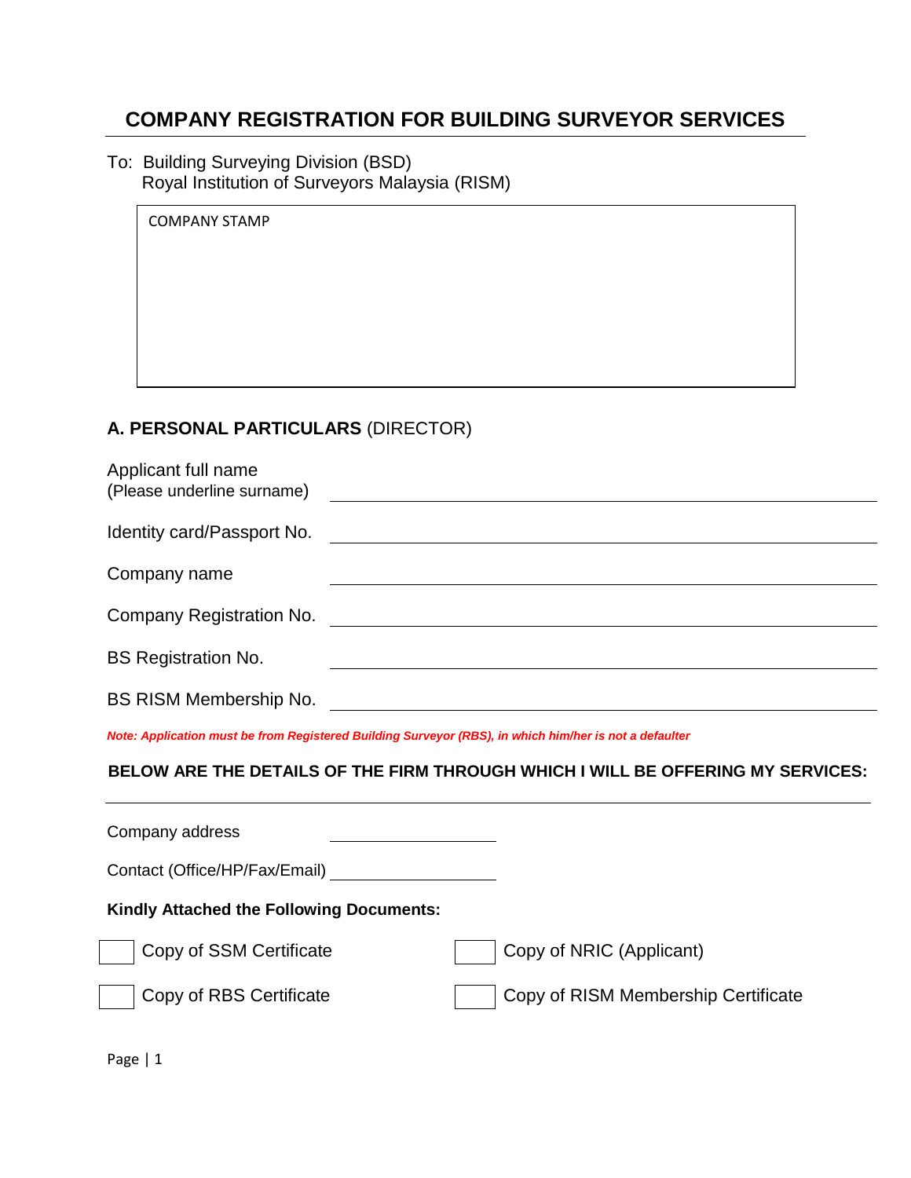# COMPANY REGISTRATION FOR BUILDING SURVEYOR SERVICES

To: Building Surveying Division (BSD)
Royal Institution of Surveyors Malaysia (RISM)

COMPANY STAMP

## A. PERSONAL PARTICULARS (DIRECTOR)

Applicant full name
(Please underline surname) ______________________________

Identity card/Passport No. ______________________________

Company name ______________________________

Company Registration No. ______________________________

BS Registration No. ______________________________

BS RISM Membership No. ______________________________

***Note: Application must be from Registered Building Surveyor (RBS), in which him/her is not a defaulter***

**BELOW ARE THE DETAILS OF THE FIRM THROUGH WHICH I WILL BE OFFERING MY SERVICES:**

Company address ______________________________

Contact (Office/HP/Fax/Email) ______________________________

**Kindly Attached the Following Documents:**

- [ ] Copy of SSM Certificate
- [ ] Copy of NRIC (Applicant)
- [ ] Copy of RBS Certificate
- [ ] Copy of RISM Membership Certificate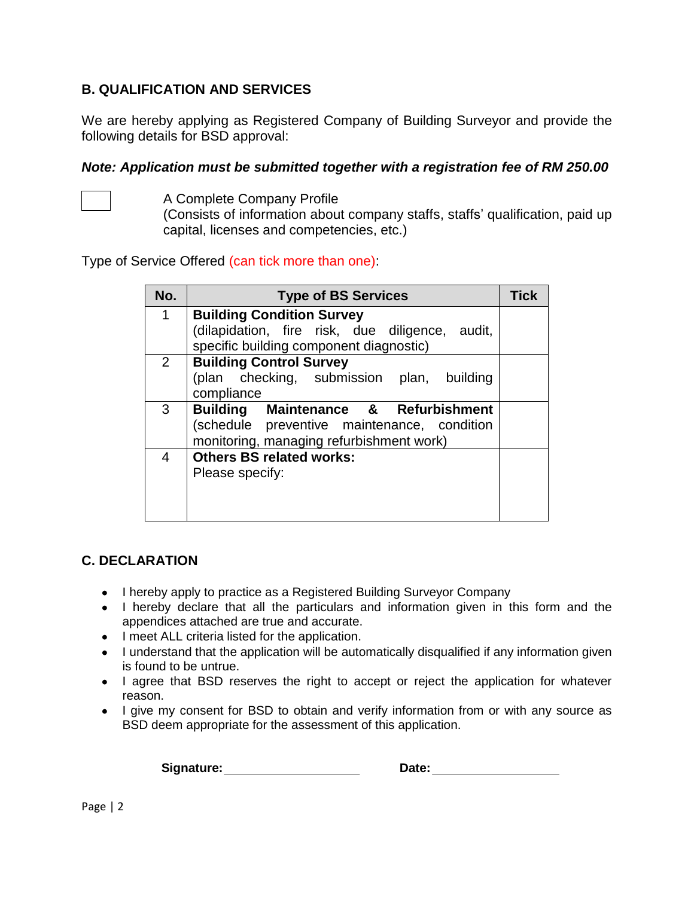## B. QUALIFICATION AND SERVICES

We are hereby applying as Registered Company of Building Surveyor and provide the following details for BSD approval:

***Note: Application must be submitted together with a registration fee of RM 250.00***

☐ A Complete Company Profile
(Consists of information about company staffs, staffs' qualification, paid up capital, licenses and competencies, etc.)

Type of Service Offered (can tick more than one):

| No. | Type of BS Services | Tick |
|---|---|---|
| 1 | **Building Condition Survey** (dilapidation, fire risk, due diligence, audit, specific building component diagnostic) | |
| 2 | **Building Control Survey** (plan checking, submission plan, building compliance | |
| 3 | **Building Maintenance & Refurbishment** (schedule preventive maintenance, condition monitoring, managing refurbishment work) | |
| 4 | **Others BS related works:** Please specify: | |

## C. DECLARATION

- I hereby apply to practice as a Registered Building Surveyor Company
- I hereby declare that all the particulars and information given in this form and the appendices attached are true and accurate.
- I meet ALL criteria listed for the application.
- I understand that the application will be automatically disqualified if any information given is found to be untrue.
- I agree that BSD reserves the right to accept or reject the application for whatever reason.
- I give my consent for BSD to obtain and verify information from or with any source as BSD deem appropriate for the assessment of this application.

**Signature:** ____________________ **Date:** ____________________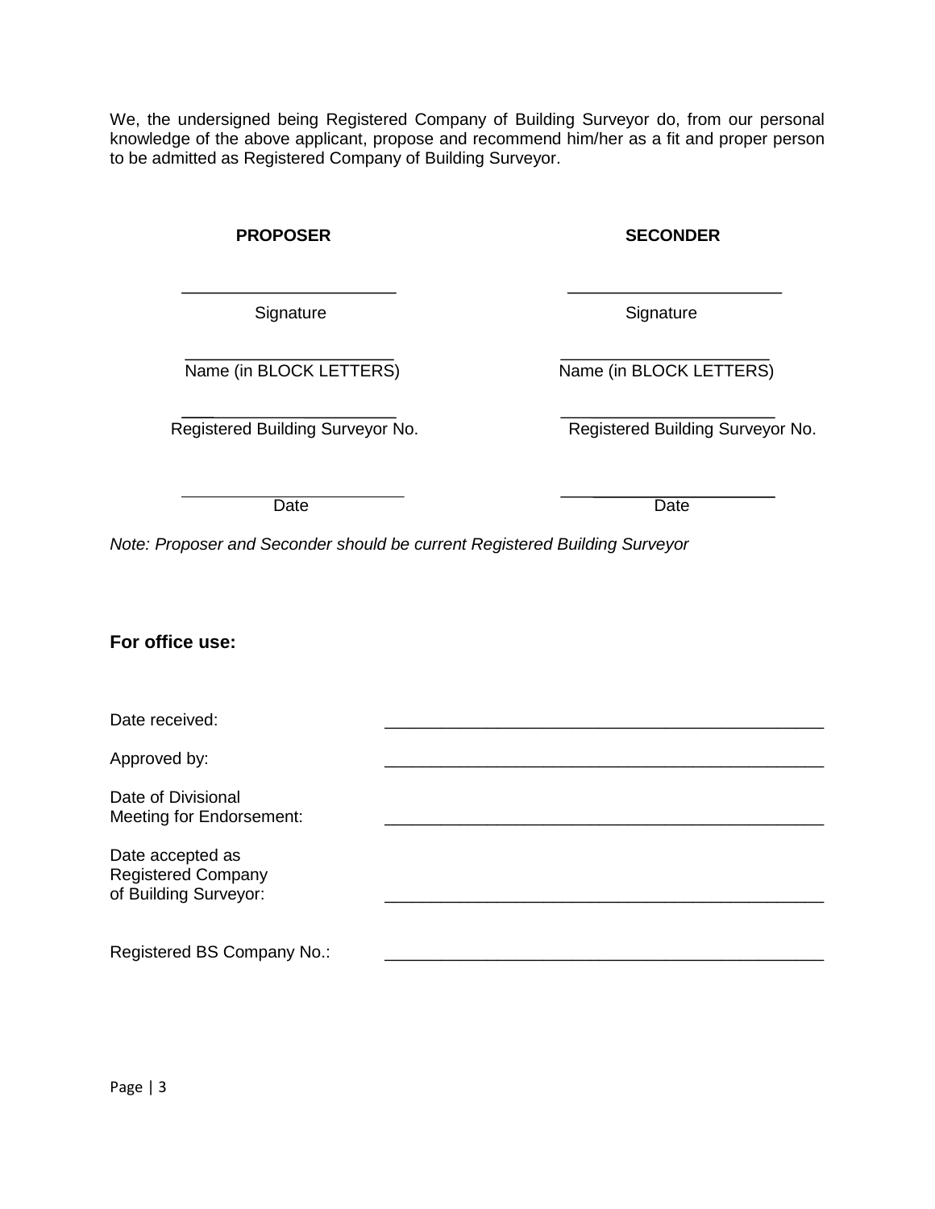We, the undersigned being Registered Company of Building Surveyor do, from our personal knowledge of the above applicant, propose and recommend him/her as a fit and proper person to be admitted as Registered Company of Building Surveyor.

| **PROPOSER** | **SECONDER** |
|---|---|
| ______________________ | ______________________ |
| Signature | Signature |
| ______________________ | ______________________ |
| Name (in BLOCK LETTERS) | Name (in BLOCK LETTERS) |
| ______________________ | ______________________ |
| Registered Building Surveyor No. | Registered Building Surveyor No. |
| ______________________ | ______________________ |
| Date | Date |

*Note: Proposer and Seconder should be current Registered Building Surveyor*

**For office use:**

| | |
|---|---|
| Date received: | ________________________________________________ |
| Approved by: | ________________________________________________ |
| Date of Divisional Meeting for Endorsement: | ________________________________________________ |
| Date accepted as Registered Company of Building Surveyor: | ________________________________________________ |
| Registered BS Company No.: | ________________________________________________ |